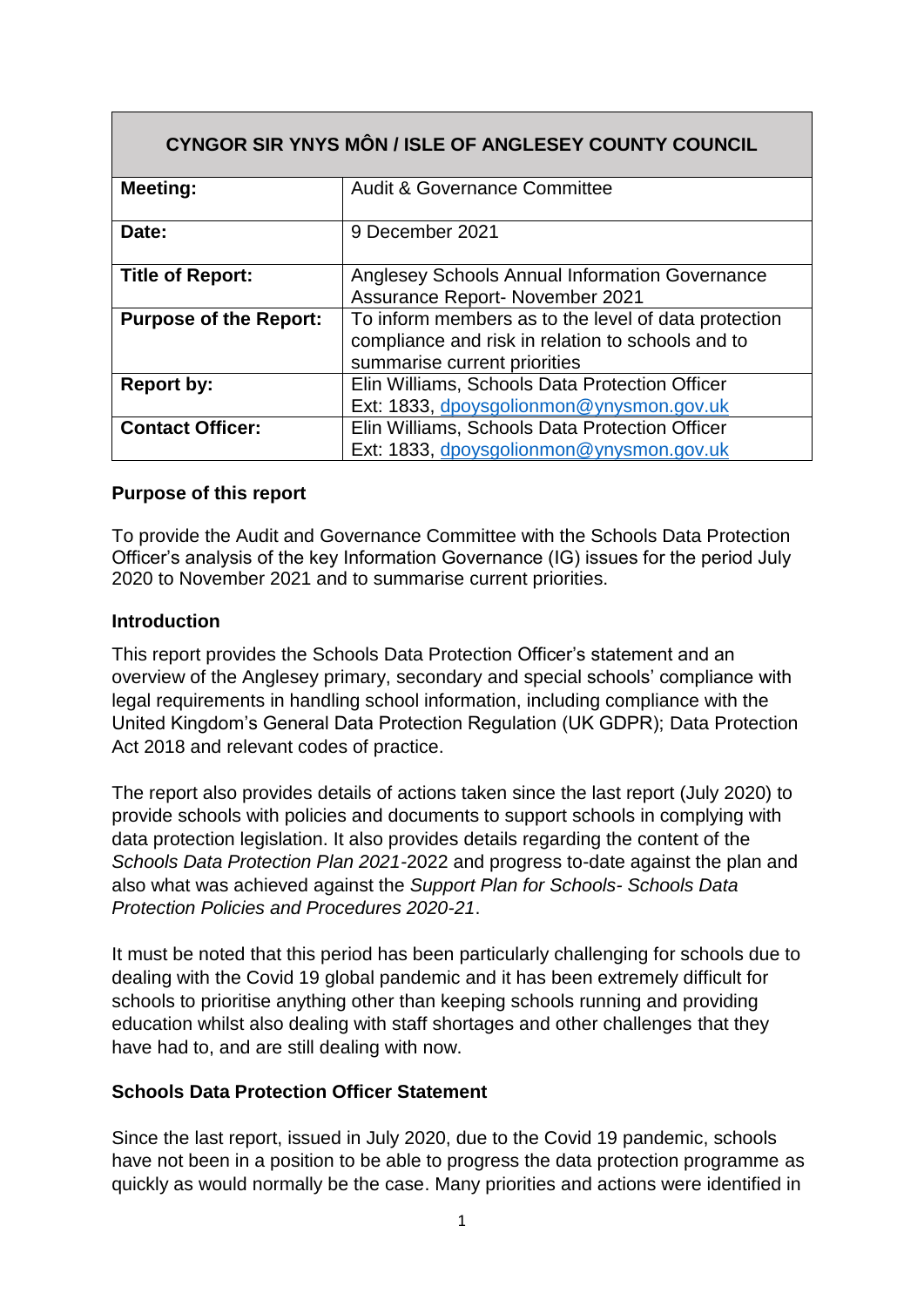| CYNGOR SIR YNYS MÔN / ISLE OF ANGLESEY COUNTY COUNCIL | |
|---|---|
| **Meeting:** | Audit & Governance Committee |
| **Date:** | 9 December 2021 |
| **Title of Report:** | Anglesey Schools Annual Information Governance Assurance Report- November 2021 |
| **Purpose of the Report:** | To inform members as to the level of data protection compliance and risk in relation to schools and to summarise current priorities |
| **Report by:** | Elin Williams, Schools Data Protection Officer<br>Ext: 1833, dpoysgolionmon@ynysmon.gov.uk |
| **Contact Officer:** | Elin Williams, Schools Data Protection Officer<br>Ext: 1833, dpoysgolionmon@ynysmon.gov.uk |

**Purpose of this report**

To provide the Audit and Governance Committee with the Schools Data Protection Officer's analysis of the key Information Governance (IG) issues for the period July 2020 to November 2021 and to summarise current priorities.

**Introduction**

This report provides the Schools Data Protection Officer's statement and an overview of the Anglesey primary, secondary and special schools' compliance with legal requirements in handling school information, including compliance with the United Kingdom's General Data Protection Regulation (UK GDPR); Data Protection Act 2018 and relevant codes of practice.

The report also provides details of actions taken since the last report (July 2020) to provide schools with policies and documents to support schools in complying with data protection legislation. It also provides details regarding the content of the *Schools Data Protection Plan 2021*-2022 and progress to-date against the plan and also what was achieved against the *Support Plan for Schools- Schools Data Protection Policies and Procedures 2020-21*.

It must be noted that this period has been particularly challenging for schools due to dealing with the Covid 19 global pandemic and it has been extremely difficult for schools to prioritise anything other than keeping schools running and providing education whilst also dealing with staff shortages and other challenges that they have had to, and are still dealing with now.

**Schools Data Protection Officer Statement**

Since the last report, issued in July 2020, due to the Covid 19 pandemic, schools have not been in a position to be able to progress the data protection programme as quickly as would normally be the case. Many priorities and actions were identified in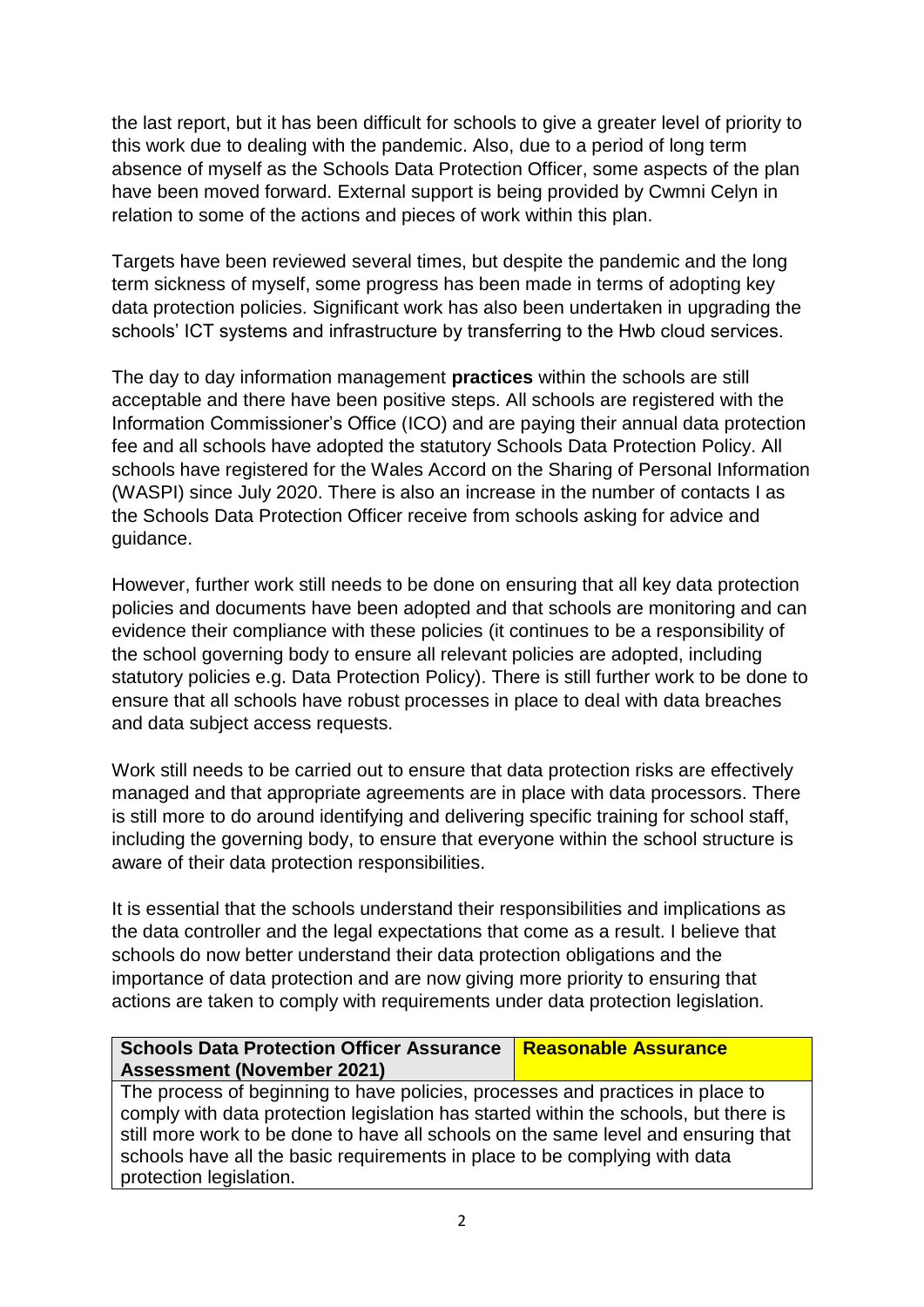the last report, but it has been difficult for schools to give a greater level of priority to this work due to dealing with the pandemic. Also, due to a period of long term absence of myself as the Schools Data Protection Officer, some aspects of the plan have been moved forward. External support is being provided by Cwmni Celyn in relation to some of the actions and pieces of work within this plan.

Targets have been reviewed several times, but despite the pandemic and the long term sickness of myself, some progress has been made in terms of adopting key data protection policies. Significant work has also been undertaken in upgrading the schools' ICT systems and infrastructure by transferring to the Hwb cloud services.

The day to day information management **practices** within the schools are still acceptable and there have been positive steps. All schools are registered with the Information Commissioner's Office (ICO) and are paying their annual data protection fee and all schools have adopted the statutory Schools Data Protection Policy. All schools have registered for the Wales Accord on the Sharing of Personal Information (WASPI) since July 2020. There is also an increase in the number of contacts I as the Schools Data Protection Officer receive from schools asking for advice and guidance.

However, further work still needs to be done on ensuring that all key data protection policies and documents have been adopted and that schools are monitoring and can evidence their compliance with these policies (it continues to be a responsibility of the school governing body to ensure all relevant policies are adopted, including statutory policies e.g. Data Protection Policy). There is still further work to be done to ensure that all schools have robust processes in place to deal with data breaches and data subject access requests.

Work still needs to be carried out to ensure that data protection risks are effectively managed and that appropriate agreements are in place with data processors. There is still more to do around identifying and delivering specific training for school staff, including the governing body, to ensure that everyone within the school structure is aware of their data protection responsibilities.

It is essential that the schools understand their responsibilities and implications as the data controller and the legal expectations that come as a result. I believe that schools do now better understand their data protection obligations and the importance of data protection and are now giving more priority to ensuring that actions are taken to comply with requirements under data protection legislation.

| **Schools Data Protection Officer Assurance Assessment (November 2021)** | **Reasonable Assurance** |
|---|---|
| The process of beginning to have policies, processes and practices in place to comply with data protection legislation has started within the schools, but there is still more work to be done to have all schools on the same level and ensuring that schools have all the basic requirements in place to be complying with data protection legislation. | |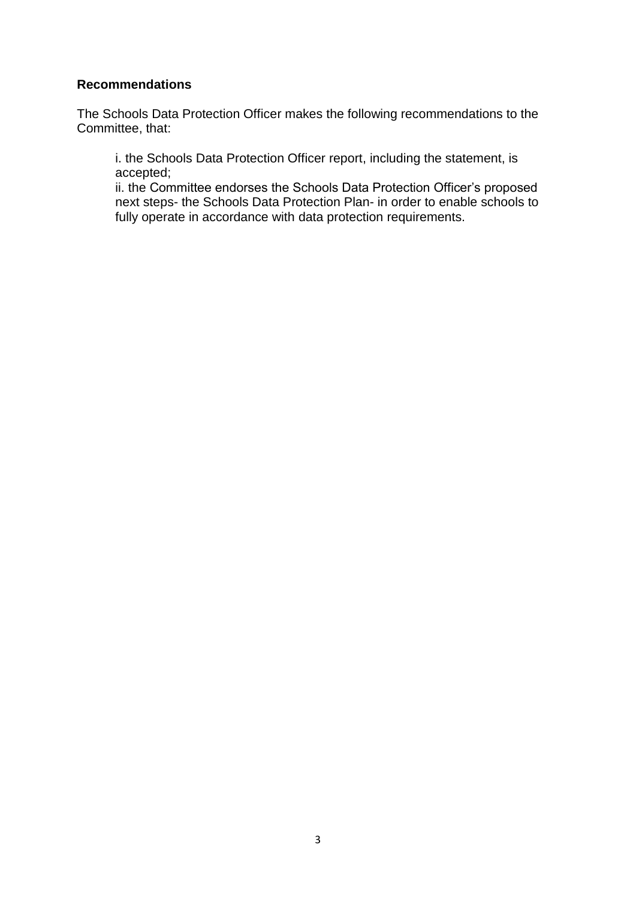**Recommendations**

The Schools Data Protection Officer makes the following recommendations to the Committee, that:

> i. the Schools Data Protection Officer report, including the statement, is accepted;
> ii. the Committee endorses the Schools Data Protection Officer's proposed next steps- the Schools Data Protection Plan- in order to enable schools to fully operate in accordance with data protection requirements.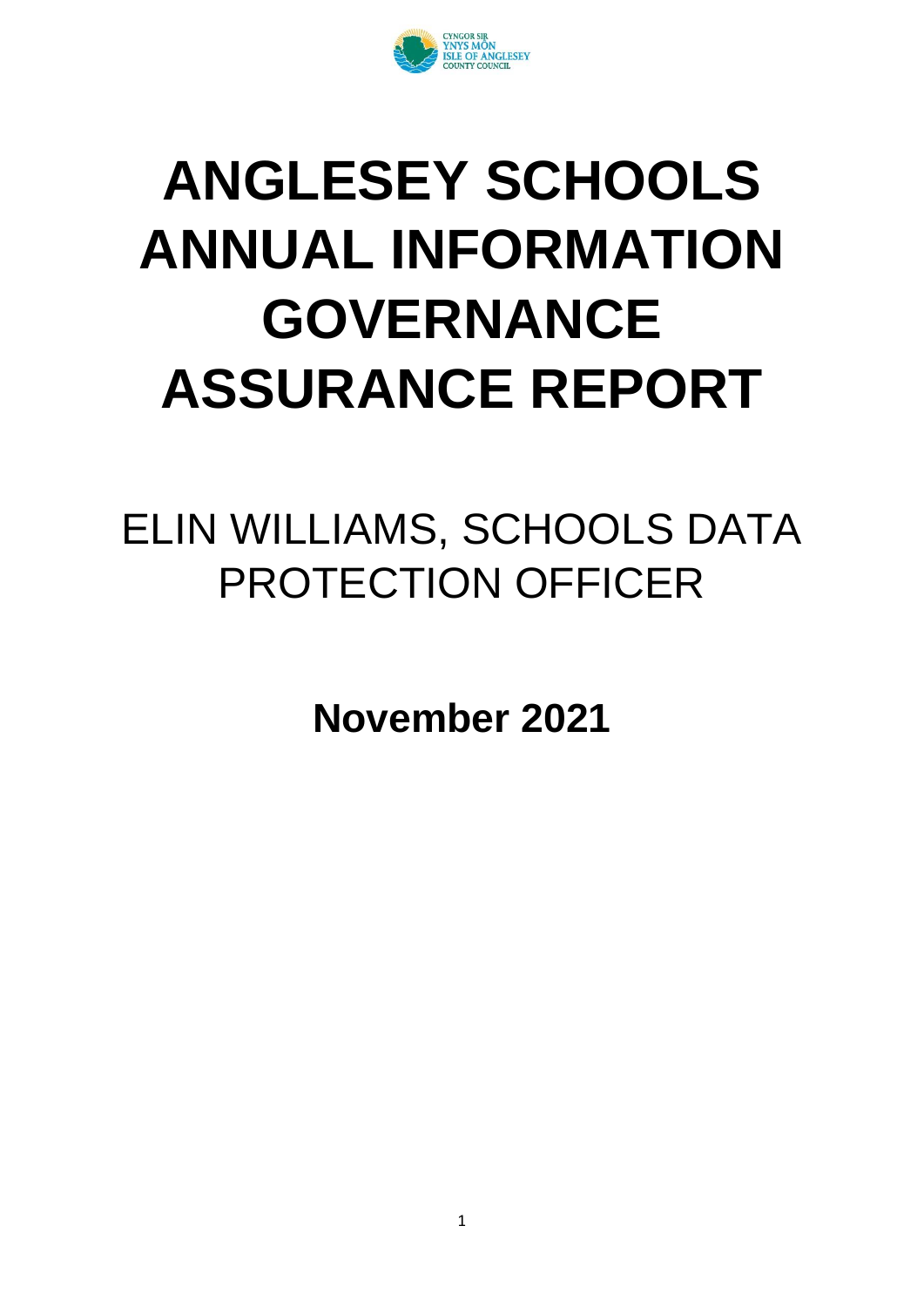# ANGLESEY SCHOOLS ANNUAL INFORMATION GOVERNANCE ASSURANCE REPORT

ELIN WILLIAMS, SCHOOLS DATA PROTECTION OFFICER

**November 2021**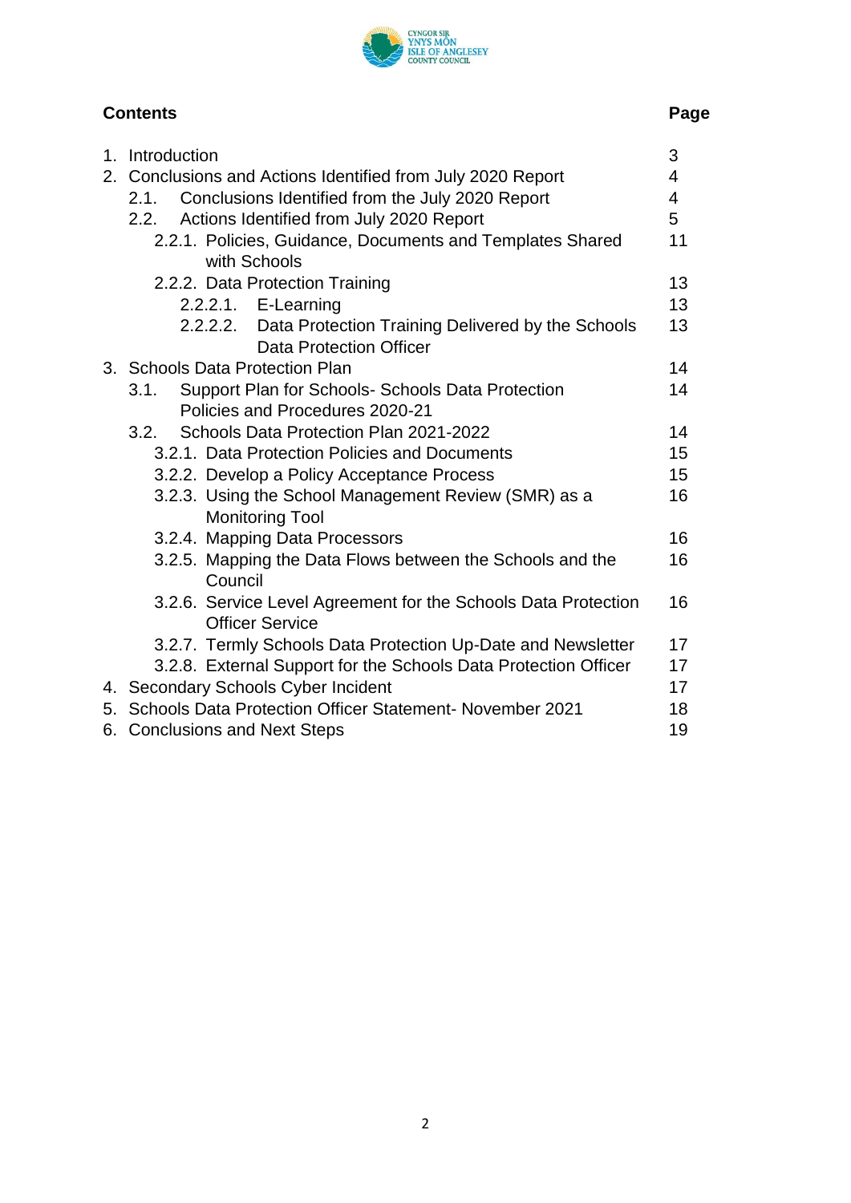## Contents

| | Page |
|---|---|
| 1. Introduction | 3 |
| 2. Conclusions and Actions Identified from July 2020 Report | 4 |
| 2.1. Conclusions Identified from the July 2020 Report | 4 |
| 2.2. Actions Identified from July 2020 Report | 5 |
| 2.2.1. Policies, Guidance, Documents and Templates Shared with Schools | 11 |
| 2.2.2. Data Protection Training | 13 |
| 2.2.2.1. E-Learning | 13 |
| 2.2.2.2. Data Protection Training Delivered by the Schools Data Protection Officer | 13 |
| 3. Schools Data Protection Plan | 14 |
| 3.1. Support Plan for Schools- Schools Data Protection Policies and Procedures 2020-21 | 14 |
| 3.2. Schools Data Protection Plan 2021-2022 | 14 |
| 3.2.1. Data Protection Policies and Documents | 15 |
| 3.2.2. Develop a Policy Acceptance Process | 15 |
| 3.2.3. Using the School Management Review (SMR) as a Monitoring Tool | 16 |
| 3.2.4. Mapping Data Processors | 16 |
| 3.2.5. Mapping the Data Flows between the Schools and the Council | 16 |
| 3.2.6. Service Level Agreement for the Schools Data Protection Officer Service | 16 |
| 3.2.7. Termly Schools Data Protection Up-Date and Newsletter | 17 |
| 3.2.8. External Support for the Schools Data Protection Officer | 17 |
| 4. Secondary Schools Cyber Incident | 17 |
| 5. Schools Data Protection Officer Statement- November 2021 | 18 |
| 6. Conclusions and Next Steps | 19 |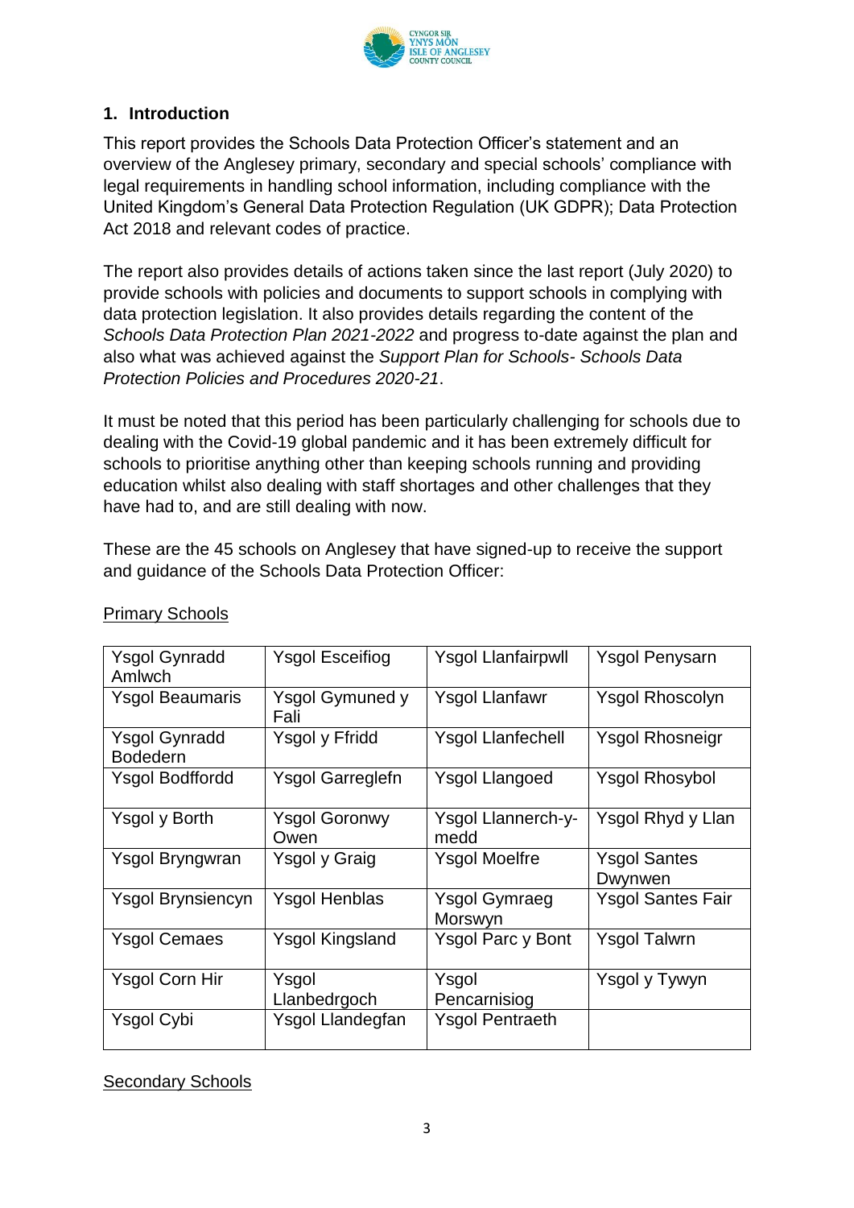## 1. Introduction

This report provides the Schools Data Protection Officer's statement and an overview of the Anglesey primary, secondary and special schools' compliance with legal requirements in handling school information, including compliance with the United Kingdom's General Data Protection Regulation (UK GDPR); Data Protection Act 2018 and relevant codes of practice.

The report also provides details of actions taken since the last report (July 2020) to provide schools with policies and documents to support schools in complying with data protection legislation. It also provides details regarding the content of the *Schools Data Protection Plan 2021-2022* and progress to-date against the plan and also what was achieved against the *Support Plan for Schools- Schools Data Protection Policies and Procedures 2020-21*.

It must be noted that this period has been particularly challenging for schools due to dealing with the Covid-19 global pandemic and it has been extremely difficult for schools to prioritise anything other than keeping schools running and providing education whilst also dealing with staff shortages and other challenges that they have had to, and are still dealing with now.

These are the 45 schools on Anglesey that have signed-up to receive the support and guidance of the Schools Data Protection Officer:

Primary Schools

| | | | |
|---|---|---|---|
| Ysgol Gynradd Amlwch | Ysgol Esceifiog | Ysgol Llanfairpwll | Ysgol Penysarn |
| Ysgol Beaumaris | Ysgol Gymuned y Fali | Ysgol Llanfawr | Ysgol Rhoscolyn |
| Ysgol Gynradd Bodedern | Ysgol y Ffridd | Ysgol Llanfechell | Ysgol Rhosneigr |
| Ysgol Bodffordd | Ysgol Garreglefn | Ysgol Llangoed | Ysgol Rhosybol |
| Ysgol y Borth | Ysgol Goronwy Owen | Ysgol Llannerch-y-medd | Ysgol Rhyd y Llan |
| Ysgol Bryngwran | Ysgol y Graig | Ysgol Moelfre | Ysgol Santes Dwynwen |
| Ysgol Brynsiencyn | Ysgol Henblas | Ysgol Gymraeg Morswyn | Ysgol Santes Fair |
| Ysgol Cemaes | Ysgol Kingsland | Ysgol Parc y Bont | Ysgol Talwrn |
| Ysgol Corn Hir | Ysgol Llanbedrgoch | Ysgol Pencarnisiog | Ysgol y Tywyn |
| Ysgol Cybi | Ysgol Llandegfan | Ysgol Pentraeth | |

Secondary Schools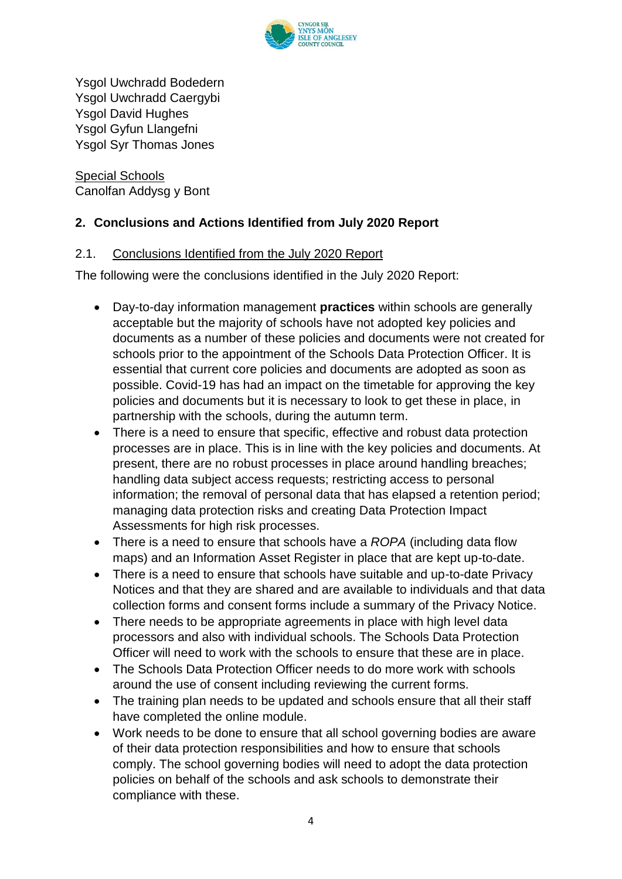Ysgol Uwchradd Bodedern
Ysgol Uwchradd Caergybi
Ysgol David Hughes
Ysgol Gyfun Llangefni
Ysgol Syr Thomas Jones

Special Schools
Canolfan Addysg y Bont

## 2. Conclusions and Actions Identified from July 2020 Report

### 2.1. Conclusions Identified from the July 2020 Report

The following were the conclusions identified in the July 2020 Report:

- Day-to-day information management **practices** within schools are generally acceptable but the majority of schools have not adopted key policies and documents as a number of these policies and documents were not created for schools prior to the appointment of the Schools Data Protection Officer. It is essential that current core policies and documents are adopted as soon as possible. Covid-19 has had an impact on the timetable for approving the key policies and documents but it is necessary to look to get these in place, in partnership with the schools, during the autumn term.
- There is a need to ensure that specific, effective and robust data protection processes are in place. This is in line with the key policies and documents. At present, there are no robust processes in place around handling breaches; handling data subject access requests; restricting access to personal information; the removal of personal data that has elapsed a retention period; managing data protection risks and creating Data Protection Impact Assessments for high risk processes.
- There is a need to ensure that schools have a *ROPA* (including data flow maps) and an Information Asset Register in place that are kept up-to-date.
- There is a need to ensure that schools have suitable and up-to-date Privacy Notices and that they are shared and are available to individuals and that data collection forms and consent forms include a summary of the Privacy Notice.
- There needs to be appropriate agreements in place with high level data processors and also with individual schools. The Schools Data Protection Officer will need to work with the schools to ensure that these are in place.
- The Schools Data Protection Officer needs to do more work with schools around the use of consent including reviewing the current forms.
- The training plan needs to be updated and schools ensure that all their staff have completed the online module.
- Work needs to be done to ensure that all school governing bodies are aware of their data protection responsibilities and how to ensure that schools comply. The school governing bodies will need to adopt the data protection policies on behalf of the schools and ask schools to demonstrate their compliance with these.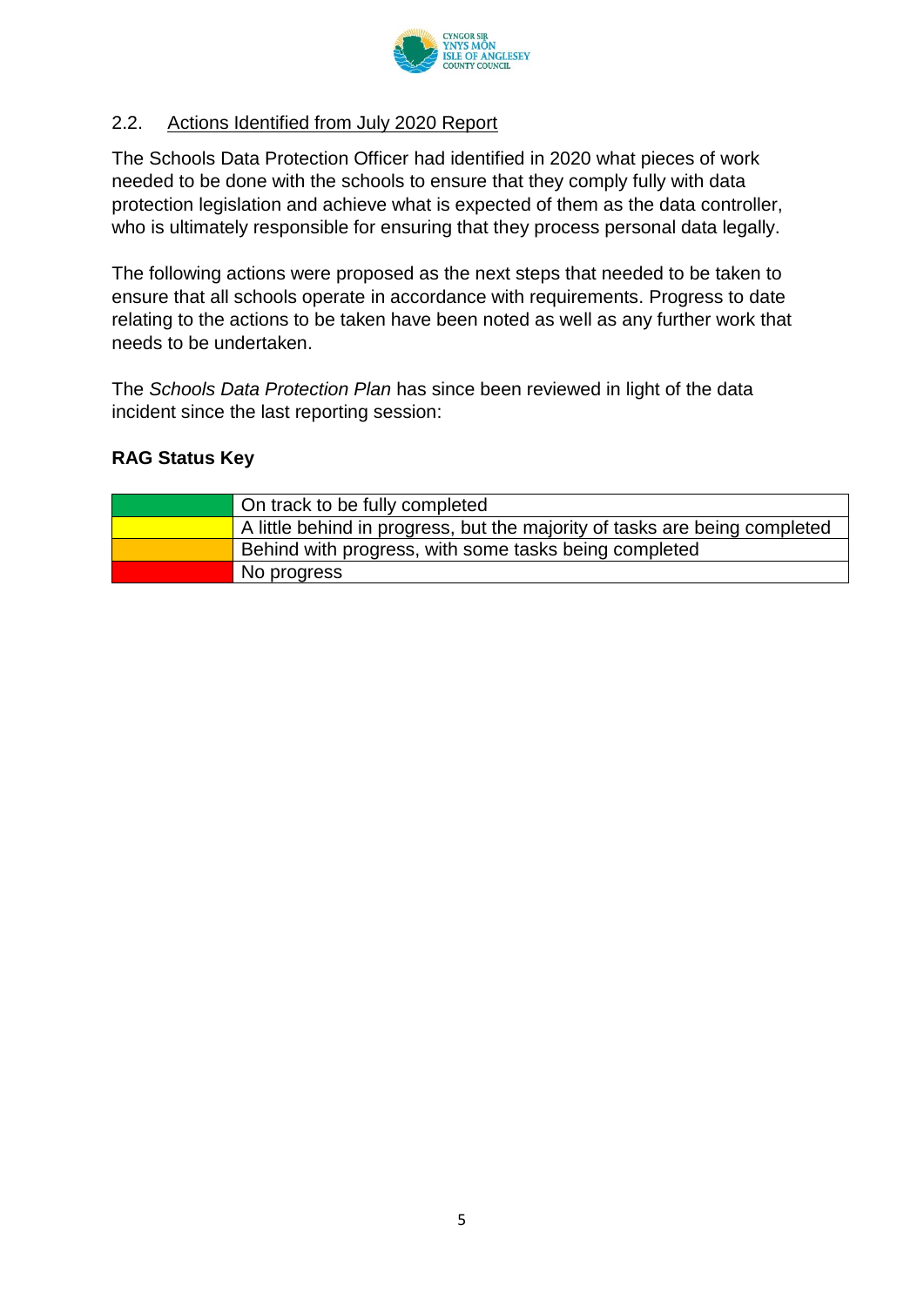## 2.2. Actions Identified from July 2020 Report

The Schools Data Protection Officer had identified in 2020 what pieces of work needed to be done with the schools to ensure that they comply fully with data protection legislation and achieve what is expected of them as the data controller, who is ultimately responsible for ensuring that they process personal data legally.

The following actions were proposed as the next steps that needed to be taken to ensure that all schools operate in accordance with requirements. Progress to date relating to the actions to be taken have been noted as well as any further work that needs to be undertaken.

The *Schools Data Protection Plan* has since been reviewed in light of the data incident since the last reporting session:

**RAG Status Key**

| Colour | Status |
| --- | --- |
| Green | On track to be fully completed |
| Yellow | A little behind in progress, but the majority of tasks are being completed |
| Amber | Behind with progress, with some tasks being completed |
| Red | No progress |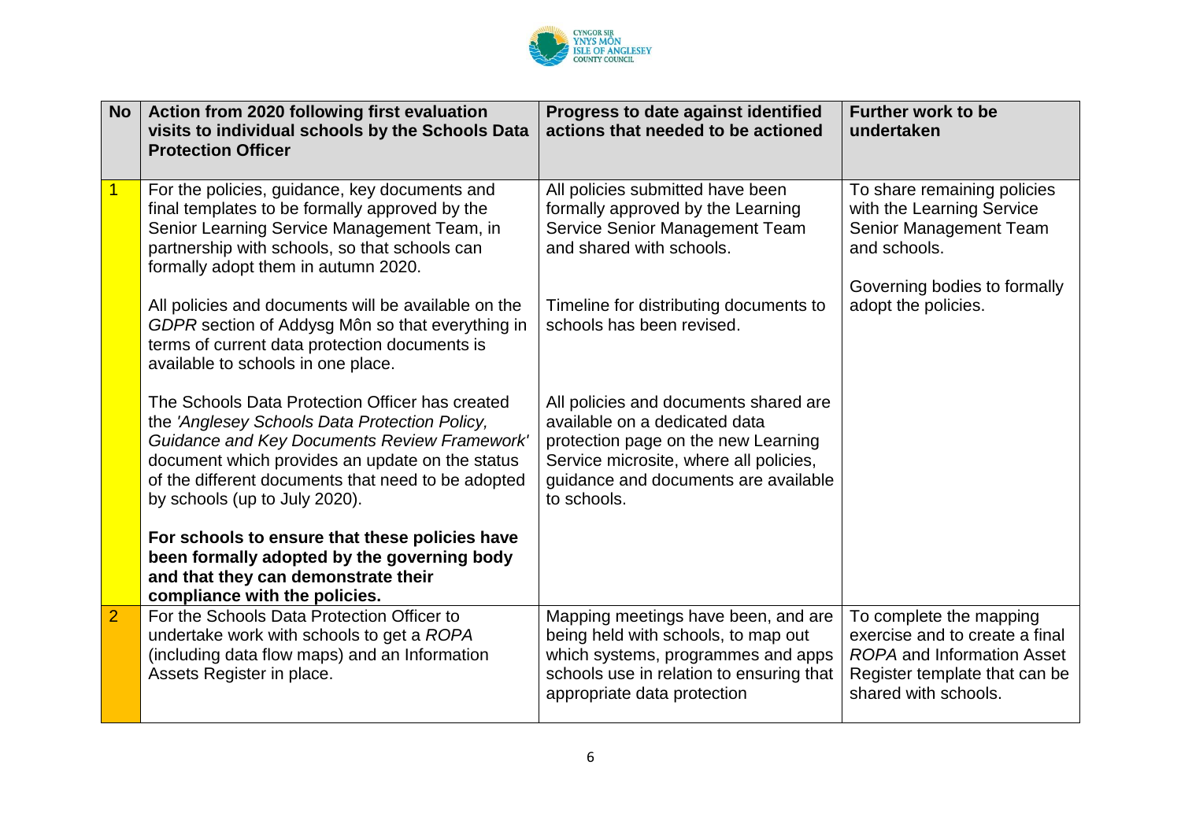| No | Action from 2020 following first evaluation visits to individual schools by the Schools Data Protection Officer | Progress to date against identified actions that needed to be actioned | Further work to be undertaken |
|---|---|---|---|
| 1 | For the policies, guidance, key documents and final templates to be formally approved by the Senior Learning Service Management Team, in partnership with schools, so that schools can formally adopt them in autumn 2020.<br><br>All policies and documents will be available on the *GDPR* section of Addysg Môn so that everything in terms of current data protection documents is available to schools in one place.<br><br>The Schools Data Protection Officer has created the *'Anglesey Schools Data Protection Policy, Guidance and Key Documents Review Framework'* document which provides an update on the status of the different documents that need to be adopted by schools (up to July 2020).<br><br>**For schools to ensure that these policies have been formally adopted by the governing body and that they can demonstrate their compliance with the policies.** | All policies submitted have been formally approved by the Learning Service Senior Management Team and shared with schools.<br><br>Timeline for distributing documents to schools has been revised.<br><br>All policies and documents shared are available on a dedicated data protection page on the new Learning Service microsite, where all policies, guidance and documents are available to schools. | To share remaining policies with the Learning Service Senior Management Team and schools.<br><br>Governing bodies to formally adopt the policies. |
| 2 | For the Schools Data Protection Officer to undertake work with schools to get a *ROPA* (including data flow maps) and an Information Assets Register in place. | Mapping meetings have been, and are being held with schools, to map out which systems, programmes and apps schools use in relation to ensuring that appropriate data protection | To complete the mapping exercise and to create a final *ROPA* and Information Asset Register template that can be shared with schools. |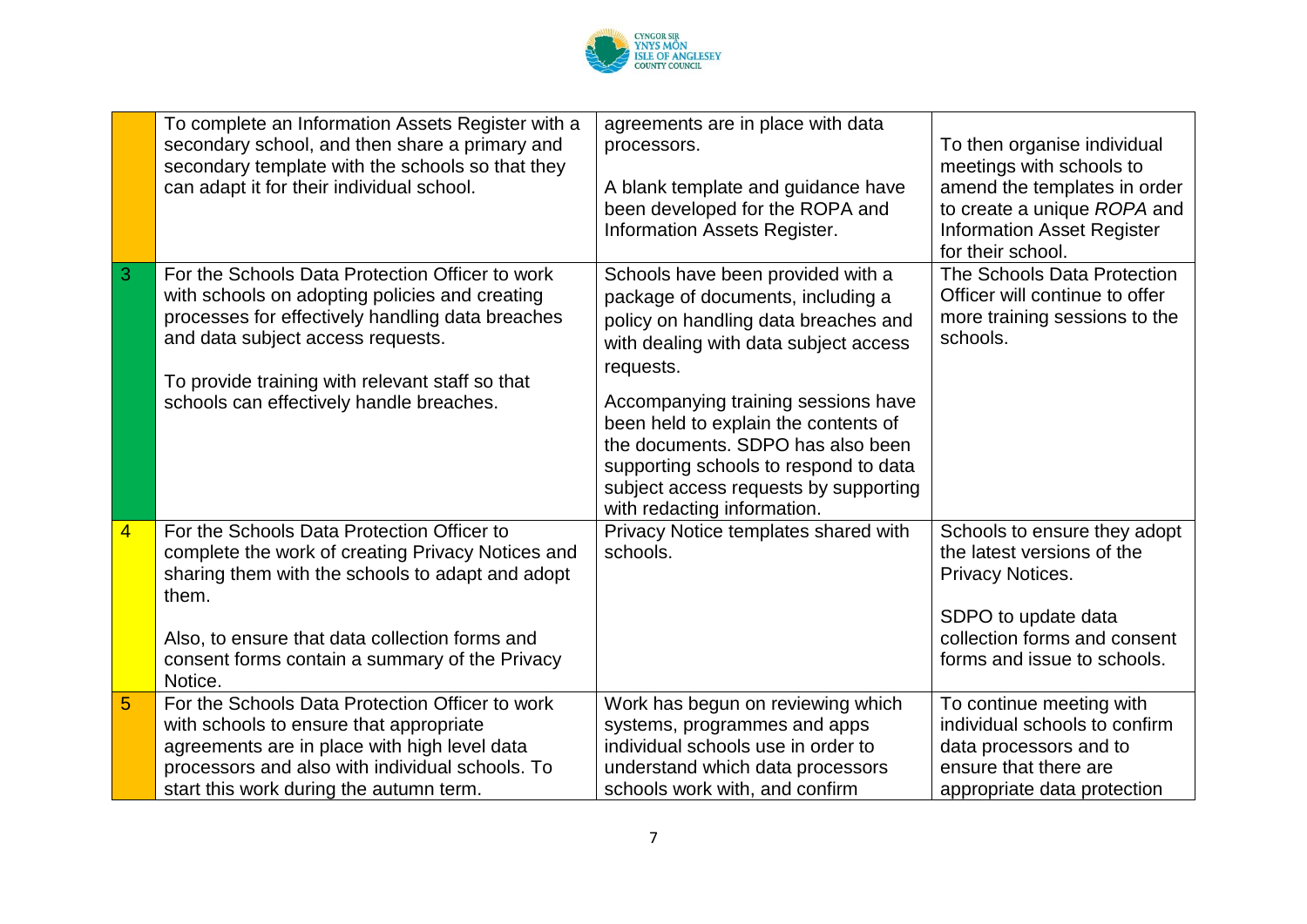|   |   |   |   |
|---|---|---|---|
|   | To complete an Information Assets Register with a secondary school, and then share a primary and secondary template with the schools so that they can adapt it for their individual school. | agreements are in place with data processors.<br><br>A blank template and guidance have been developed for the ROPA and Information Assets Register. | To then organise individual meetings with schools to amend the templates in order to create a unique *ROPA* and Information Asset Register for their school. |
| 3 | For the Schools Data Protection Officer to work with schools on adopting policies and creating processes for effectively handling data breaches and data subject access requests.<br><br>To provide training with relevant staff so that schools can effectively handle breaches. | Schools have been provided with a package of documents, including a policy on handling data breaches and with dealing with data subject access requests.<br><br>Accompanying training sessions have been held to explain the contents of the documents. SDPO has also been supporting schools to respond to data subject access requests by supporting with redacting information. | The Schools Data Protection Officer will continue to offer more training sessions to the schools. |
| 4 | For the Schools Data Protection Officer to complete the work of creating Privacy Notices and sharing them with the schools to adapt and adopt them.<br><br>Also, to ensure that data collection forms and consent forms contain a summary of the Privacy Notice. | Privacy Notice templates shared with schools. | Schools to ensure they adopt the latest versions of the Privacy Notices.<br><br>SDPO to update data collection forms and consent forms and issue to schools. |
| 5 | For the Schools Data Protection Officer to work with schools to ensure that appropriate agreements are in place with high level data processors and also with individual schools. To start this work during the autumn term. | Work has begun on reviewing which systems, programmes and apps individual schools use in order to understand which data processors schools work with, and confirm | To continue meeting with individual schools to confirm data processors and to ensure that there are appropriate data protection |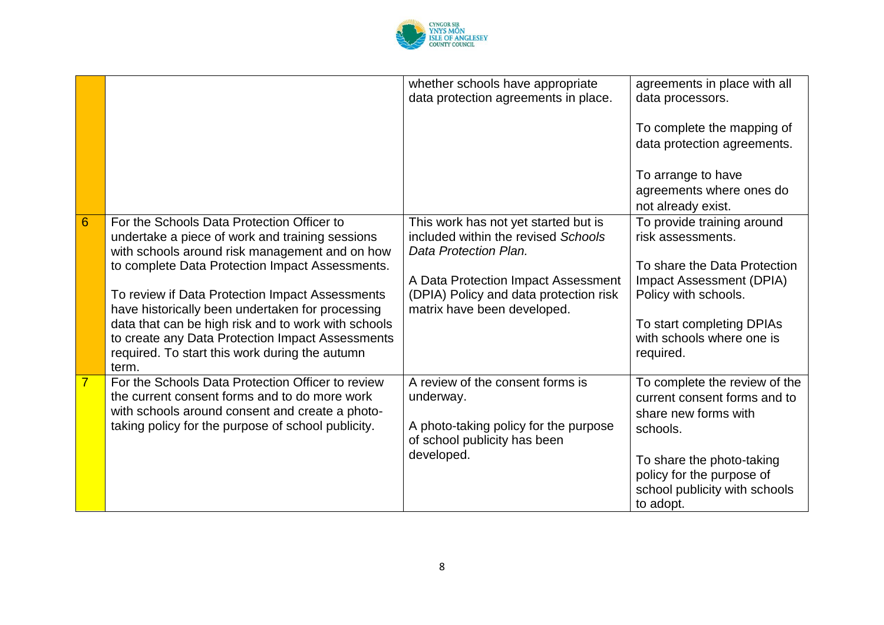| | | | |
|---|---|---|---|
| | | whether schools have appropriate data protection agreements in place. | agreements in place with all data processors.<br><br>To complete the mapping of data protection agreements.<br><br>To arrange to have agreements where ones do not already exist. |
| 6 | For the Schools Data Protection Officer to undertake a piece of work and training sessions with schools around risk management and on how to complete Data Protection Impact Assessments.<br><br>To review if Data Protection Impact Assessments have historically been undertaken for processing data that can be high risk and to work with schools to create any Data Protection Impact Assessments required. To start this work during the autumn term. | This work has not yet started but is included within the revised *Schools Data Protection Plan.*<br><br>A Data Protection Impact Assessment (DPIA) Policy and data protection risk matrix have been developed. | To provide training around risk assessments.<br><br>To share the Data Protection Impact Assessment (DPIA) Policy with schools.<br><br>To start completing DPIAs with schools where one is required. |
| 7 | For the Schools Data Protection Officer to review the current consent forms and to do more work with schools around consent and create a photo-taking policy for the purpose of school publicity. | A review of the consent forms is underway.<br><br>A photo-taking policy for the purpose of school publicity has been developed. | To complete the review of the current consent forms and to share new forms with schools.<br><br>To share the photo-taking policy for the purpose of school publicity with schools to adopt. |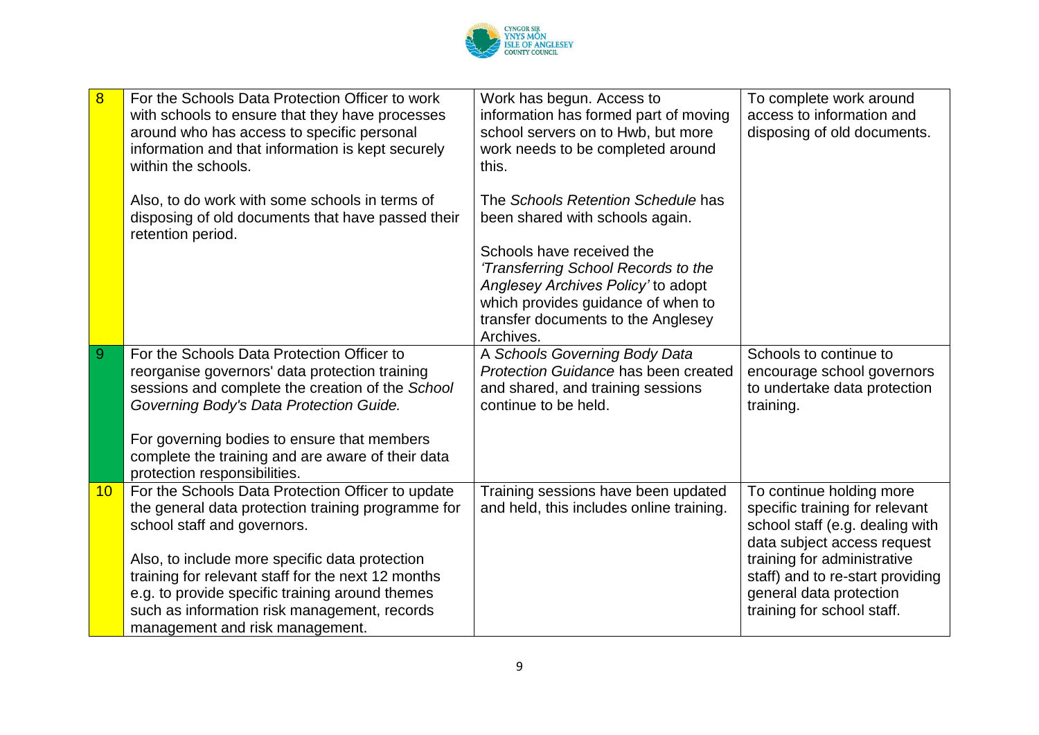| | | | |
|---|---|---|---|
| 8 | For the Schools Data Protection Officer to work with schools to ensure that they have processes around who has access to specific personal information and that information is kept securely within the schools.<br><br>Also, to do work with some schools in terms of disposing of old documents that have passed their retention period. | Work has begun. Access to information has formed part of moving school servers on to Hwb, but more work needs to be completed around this.<br><br>The *Schools Retention Schedule* has been shared with schools again.<br><br>Schools have received the *'Transferring School Records to the Anglesey Archives Policy'* to adopt which provides guidance of when to transfer documents to the Anglesey Archives. | To complete work around access to information and disposing of old documents. |
| 9 | For the Schools Data Protection Officer to reorganise governors' data protection training sessions and complete the creation of the *School Governing Body's Data Protection Guide.*<br><br>For governing bodies to ensure that members complete the training and are aware of their data protection responsibilities. | A *Schools Governing Body Data Protection Guidance* has been created and shared, and training sessions continue to be held. | Schools to continue to encourage school governors to undertake data protection training. |
| 10 | For the Schools Data Protection Officer to update the general data protection training programme for school staff and governors.<br><br>Also, to include more specific data protection training for relevant staff for the next 12 months e.g. to provide specific training around themes such as information risk management, records management and risk management. | Training sessions have been updated and held, this includes online training. | To continue holding more specific training for relevant school staff (e.g. dealing with data subject access request training for administrative staff) and to re-start providing general data protection training for school staff. |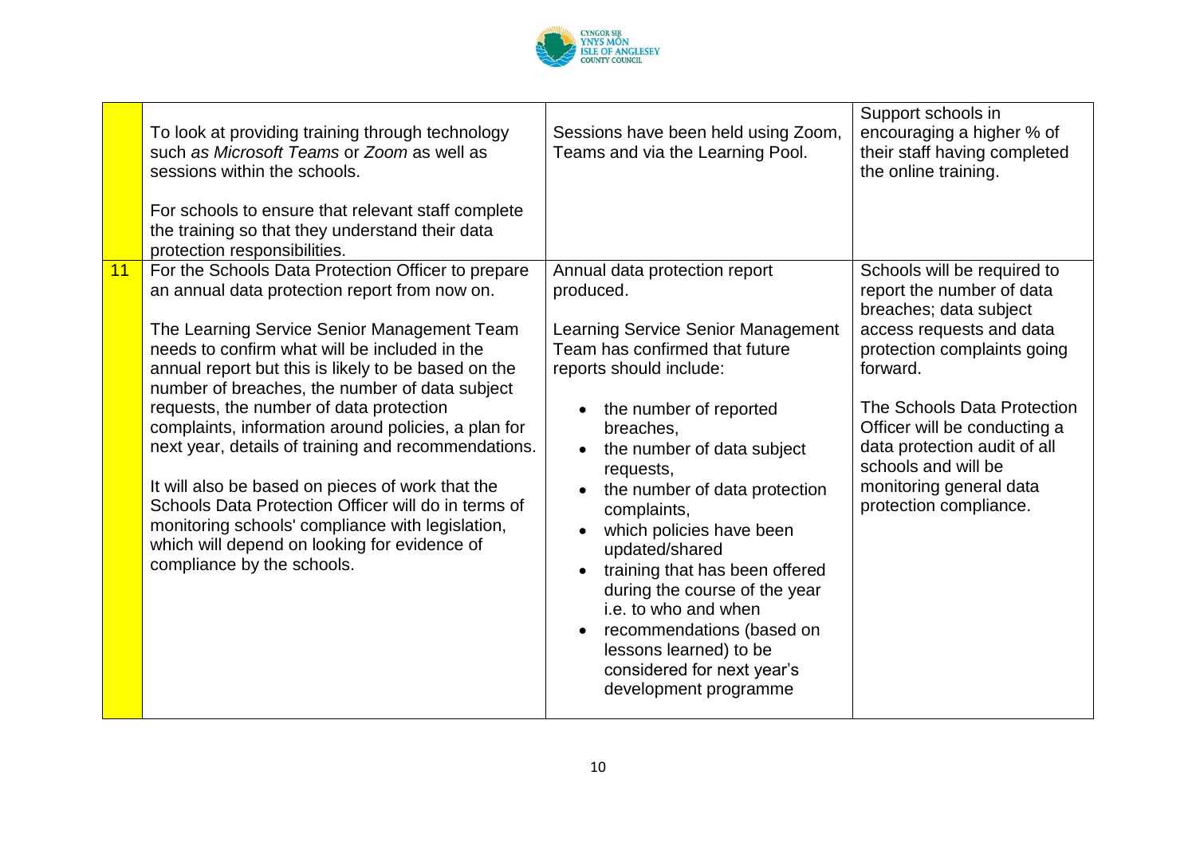| | | | |
|---|---|---|---|
| | To look at providing training through technology such *as Microsoft Teams* or *Zoom* as well as sessions within the schools.<br><br>For schools to ensure that relevant staff complete the training so that they understand their data protection responsibilities. | Sessions have been held using Zoom, Teams and via the Learning Pool. | Support schools in encouraging a higher % of their staff having completed the online training. |
| 11 | For the Schools Data Protection Officer to prepare an annual data protection report from now on.<br><br>The Learning Service Senior Management Team needs to confirm what will be included in the annual report but this is likely to be based on the number of breaches, the number of data subject requests, the number of data protection complaints, information around policies, a plan for next year, details of training and recommendations.<br><br>It will also be based on pieces of work that the Schools Data Protection Officer will do in terms of monitoring schools' compliance with legislation, which will depend on looking for evidence of compliance by the schools. | Annual data protection report produced.<br><br>Learning Service Senior Management Team has confirmed that future reports should include:<br><br>• the number of reported breaches,<br>• the number of data subject requests,<br>• the number of data protection complaints,<br>• which policies have been updated/shared<br>• training that has been offered during the course of the year i.e. to who and when<br>• recommendations (based on lessons learned) to be considered for next year's development programme | Schools will be required to report the number of data breaches; data subject access requests and data protection complaints going forward.<br><br>The Schools Data Protection Officer will be conducting a data protection audit of all schools and will be monitoring general data protection compliance. |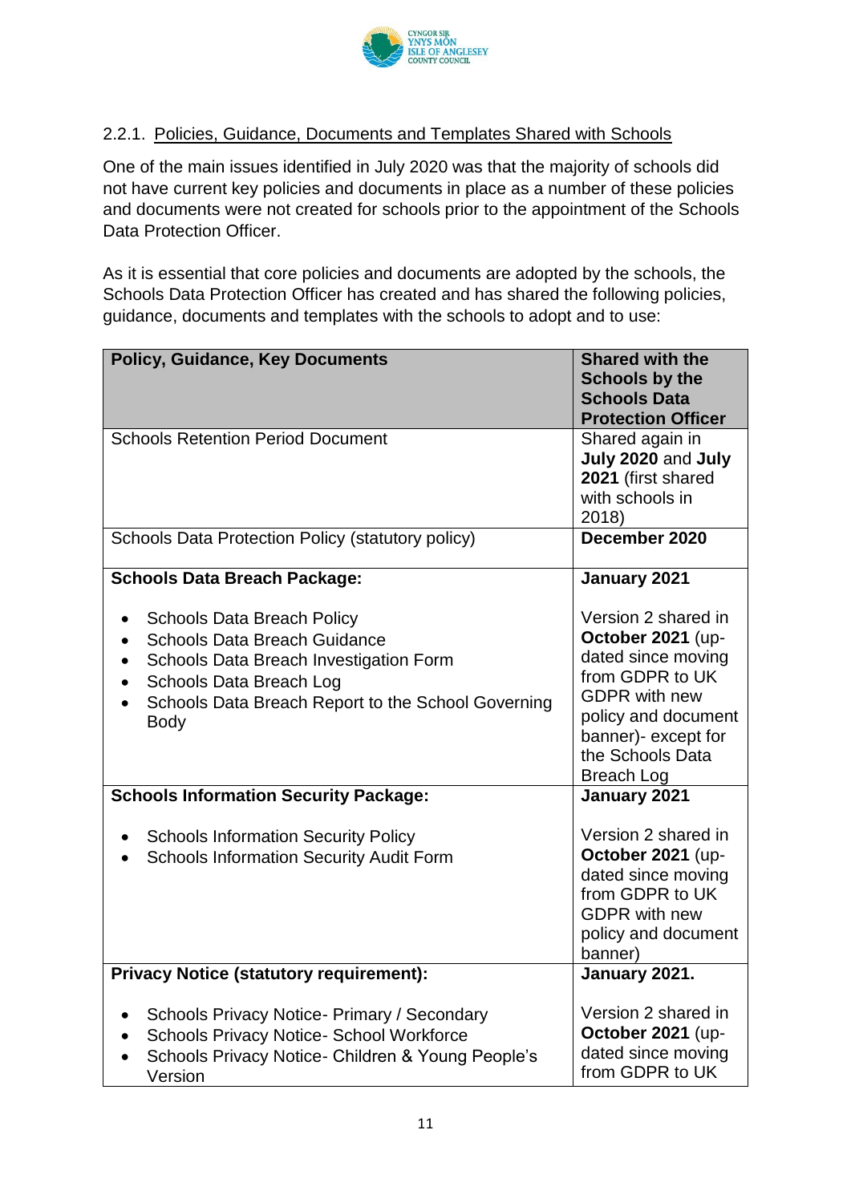### 2.2.1. Policies, Guidance, Documents and Templates Shared with Schools

One of the main issues identified in July 2020 was that the majority of schools did not have current key policies and documents in place as a number of these policies and documents were not created for schools prior to the appointment of the Schools Data Protection Officer.

As it is essential that core policies and documents are adopted by the schools, the Schools Data Protection Officer has created and has shared the following policies, guidance, documents and templates with the schools to adopt and to use:

| Policy, Guidance, Key Documents | Shared with the Schools by the Schools Data Protection Officer |
|---|---|
| Schools Retention Period Document | Shared again in **July 2020** and **July 2021** (first shared with schools in 2018) |
| Schools Data Protection Policy (statutory policy) | **December 2020** |
| **Schools Data Breach Package:**<br>• Schools Data Breach Policy<br>• Schools Data Breach Guidance<br>• Schools Data Breach Investigation Form<br>• Schools Data Breach Log<br>• Schools Data Breach Report to the School Governing Body | **January 2021**<br><br>Version 2 shared in **October 2021** (up-dated since moving from GDPR to UK GDPR with new policy and document banner)- except for the Schools Data Breach Log |
| **Schools Information Security Package:**<br>• Schools Information Security Policy<br>• Schools Information Security Audit Form | **January 2021**<br><br>Version 2 shared in **October 2021** (up-dated since moving from GDPR to UK GDPR with new policy and document banner) |
| **Privacy Notice (statutory requirement):**<br>• Schools Privacy Notice- Primary / Secondary<br>• Schools Privacy Notice- School Workforce<br>• Schools Privacy Notice- Children & Young People's Version | **January 2021.**<br><br>Version 2 shared in **October 2021** (up-dated since moving from GDPR to UK |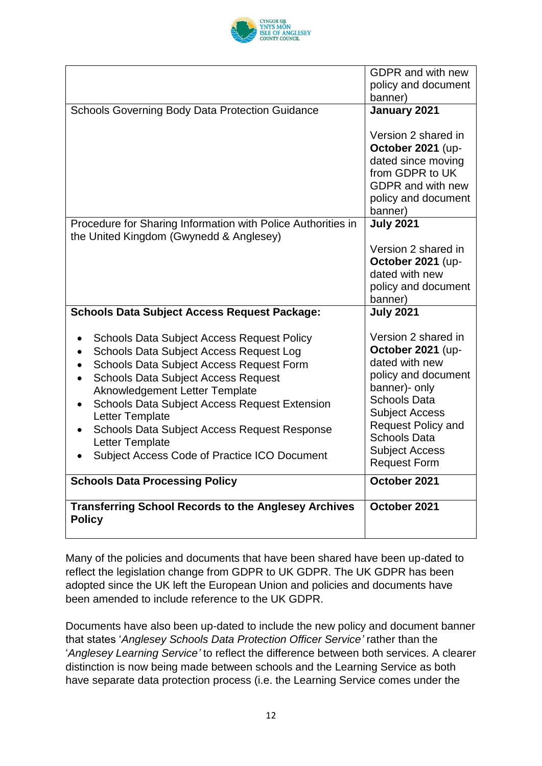| | |
|---|---|
| | GDPR and with new policy and document banner) |
| Schools Governing Body Data Protection Guidance | **January 2021**<br><br>Version 2 shared in **October 2021** (up-dated since moving from GDPR to UK GDPR and with new policy and document banner) |
| Procedure for Sharing Information with Police Authorities in the United Kingdom (Gwynedd & Anglesey) | **July 2021**<br><br>Version 2 shared in **October 2021** (up-dated with new policy and document banner) |
| **Schools Data Subject Access Request Package:**<br><br>• Schools Data Subject Access Request Policy<br>• Schools Data Subject Access Request Log<br>• Schools Data Subject Access Request Form<br>• Schools Data Subject Access Request Aknowledgement Letter Template<br>• Schools Data Subject Access Request Extension Letter Template<br>• Schools Data Subject Access Request Response Letter Template<br>• Subject Access Code of Practice ICO Document | **July 2021**<br><br>Version 2 shared in **October 2021** (up-dated with new policy and document banner)- only Schools Data Subject Access Request Policy and Schools Data Subject Access Request Form |
| **Schools Data Processing Policy** | **October 2021** |
| **Transferring School Records to the Anglesey Archives Policy** | **October 2021** |

Many of the policies and documents that have been shared have been up-dated to reflect the legislation change from GDPR to UK GDPR. The UK GDPR has been adopted since the UK left the European Union and policies and documents have been amended to include reference to the UK GDPR.

Documents have also been up-dated to include the new policy and document banner that states '*Anglesey Schools Data Protection Officer Service'* rather than the '*Anglesey Learning Service'* to reflect the difference between both services. A clearer distinction is now being made between schools and the Learning Service as both have separate data protection process (i.e. the Learning Service comes under the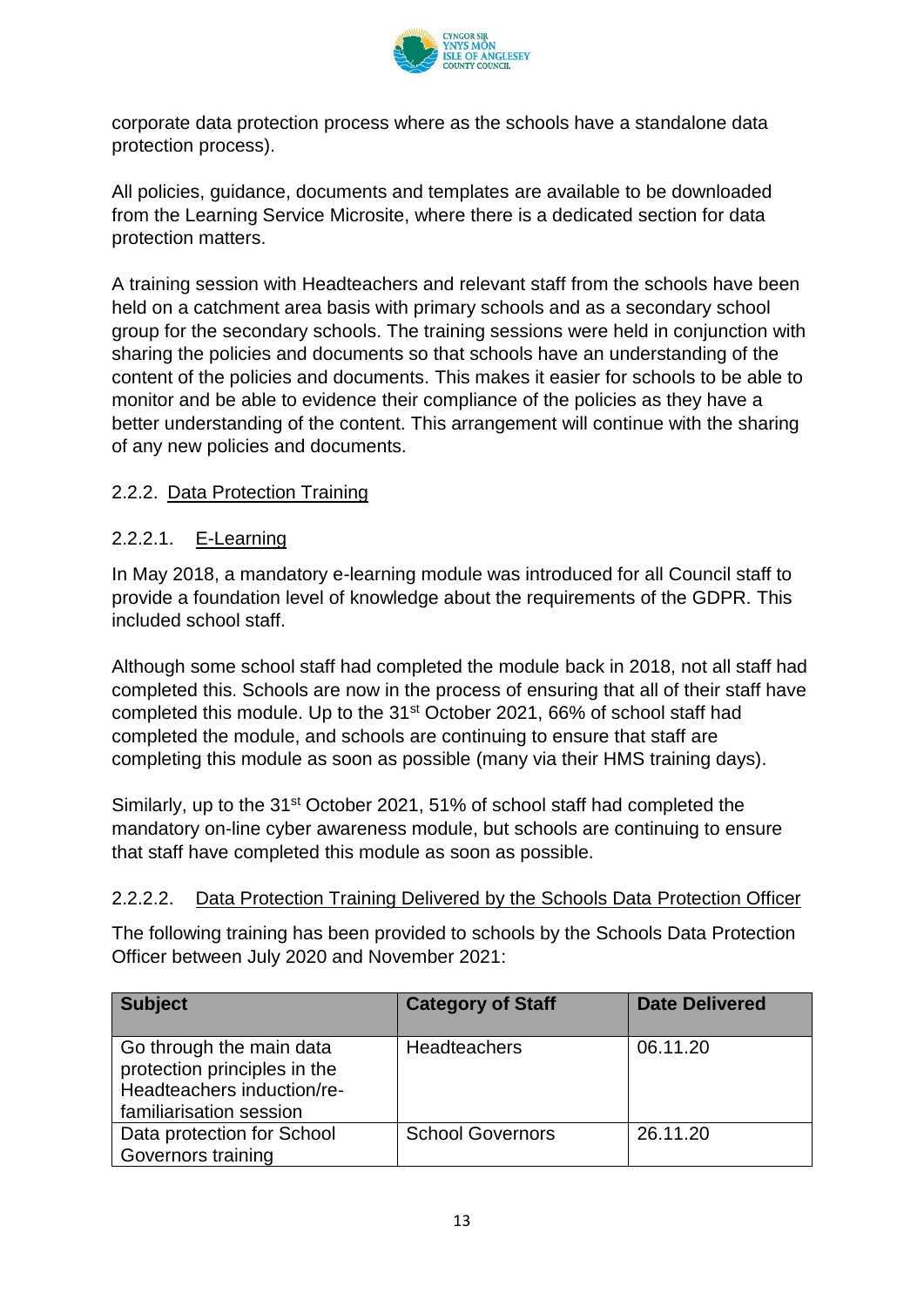corporate data protection process where as the schools have a standalone data protection process).

All policies, guidance, documents and templates are available to be downloaded from the Learning Service Microsite, where there is a dedicated section for data protection matters.

A training session with Headteachers and relevant staff from the schools have been held on a catchment area basis with primary schools and as a secondary school group for the secondary schools. The training sessions were held in conjunction with sharing the policies and documents so that schools have an understanding of the content of the policies and documents. This makes it easier for schools to be able to monitor and be able to evidence their compliance of the policies as they have a better understanding of the content. This arrangement will continue with the sharing of any new policies and documents.

### 2.2.2. Data Protection Training

#### 2.2.2.1. E-Learning

In May 2018, a mandatory e-learning module was introduced for all Council staff to provide a foundation level of knowledge about the requirements of the GDPR. This included school staff.

Although some school staff had completed the module back in 2018, not all staff had completed this. Schools are now in the process of ensuring that all of their staff have completed this module. Up to the 31st October 2021, 66% of school staff had completed the module, and schools are continuing to ensure that staff are completing this module as soon as possible (many via their HMS training days).

Similarly, up to the 31st October 2021, 51% of school staff had completed the mandatory on-line cyber awareness module, but schools are continuing to ensure that staff have completed this module as soon as possible.

#### 2.2.2.2. Data Protection Training Delivered by the Schools Data Protection Officer

The following training has been provided to schools by the Schools Data Protection Officer between July 2020 and November 2021:

| Subject | Category of Staff | Date Delivered |
|---|---|---|
| Go through the main data protection principles in the Headteachers induction/re-familiarisation session | Headteachers | 06.11.20 |
| Data protection for School Governors training | School Governors | 26.11.20 |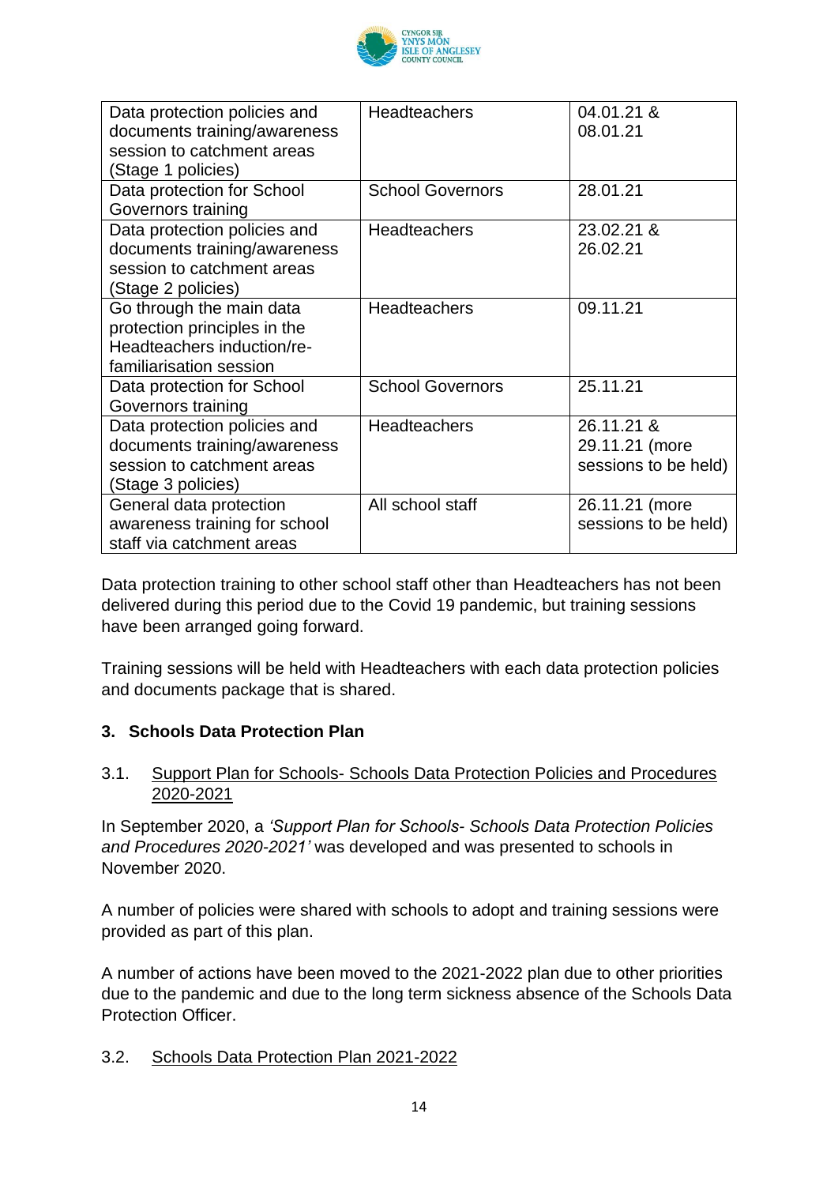| Data protection policies and documents training/awareness session to catchment areas (Stage 1 policies) | Headteachers | 04.01.21 & 08.01.21 |
|---|---|---|
| Data protection for School Governors training | School Governors | 28.01.21 |
| Data protection policies and documents training/awareness session to catchment areas (Stage 2 policies) | Headteachers | 23.02.21 & 26.02.21 |
| Go through the main data protection principles in the Headteachers induction/re-familiarisation session | Headteachers | 09.11.21 |
| Data protection for School Governors training | School Governors | 25.11.21 |
| Data protection policies and documents training/awareness session to catchment areas (Stage 3 policies) | Headteachers | 26.11.21 & 29.11.21 (more sessions to be held) |
| General data protection awareness training for school staff via catchment areas | All school staff | 26.11.21 (more sessions to be held) |

Data protection training to other school staff other than Headteachers has not been delivered during this period due to the Covid 19 pandemic, but training sessions have been arranged going forward.

Training sessions will be held with Headteachers with each data protection policies and documents package that is shared.

## 3. Schools Data Protection Plan

### 3.1. Support Plan for Schools- Schools Data Protection Policies and Procedures 2020-2021

In September 2020, a *'Support Plan for Schools- Schools Data Protection Policies and Procedures 2020-2021'* was developed and was presented to schools in November 2020.

A number of policies were shared with schools to adopt and training sessions were provided as part of this plan.

A number of actions have been moved to the 2021-2022 plan due to other priorities due to the pandemic and due to the long term sickness absence of the Schools Data Protection Officer.

### 3.2. Schools Data Protection Plan 2021-2022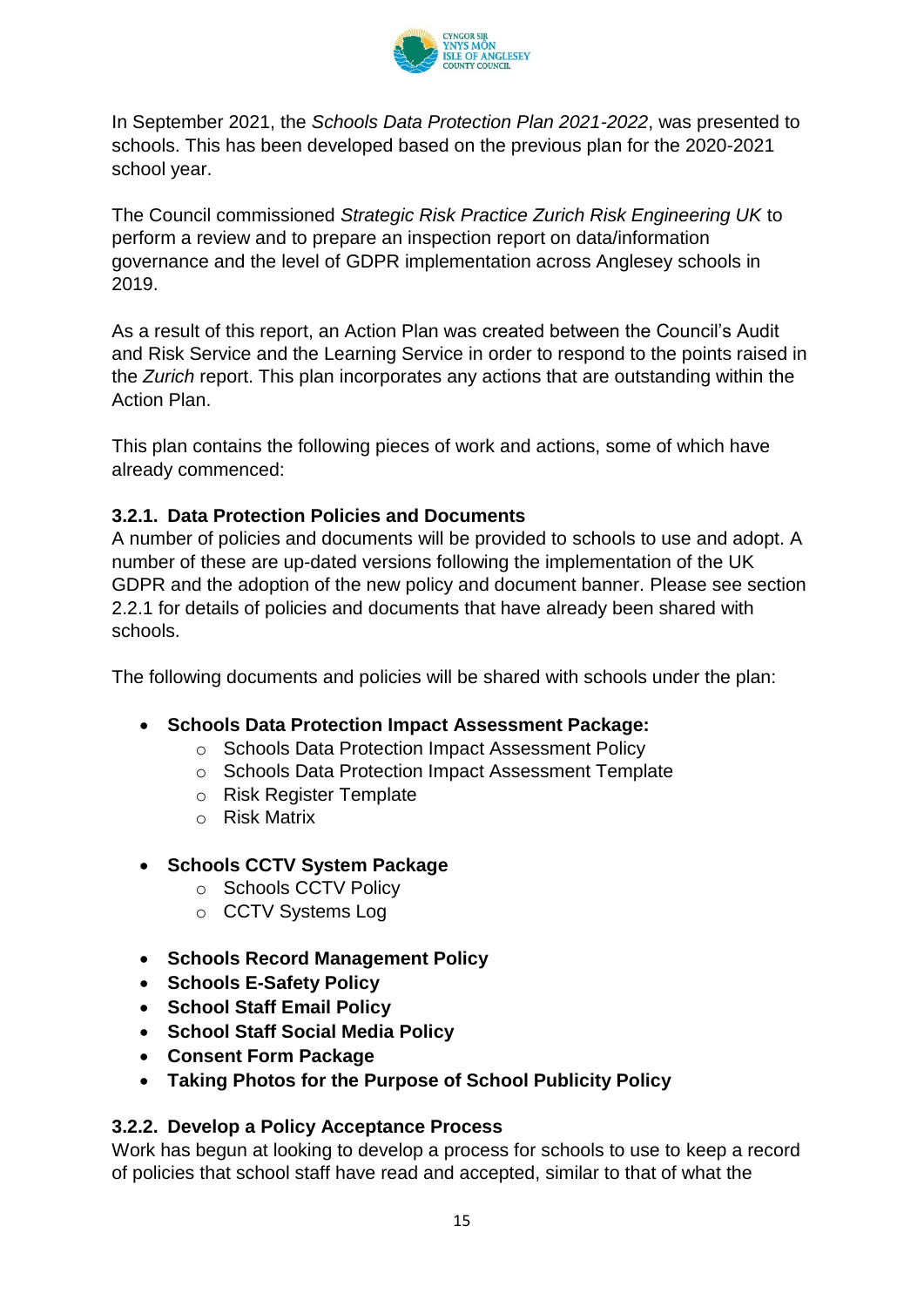In September 2021, the *Schools Data Protection Plan 2021-2022*, was presented to schools. This has been developed based on the previous plan for the 2020-2021 school year.

The Council commissioned *Strategic Risk Practice Zurich Risk Engineering UK* to perform a review and to prepare an inspection report on data/information governance and the level of GDPR implementation across Anglesey schools in 2019.

As a result of this report, an Action Plan was created between the Council's Audit and Risk Service and the Learning Service in order to respond to the points raised in the *Zurich* report. This plan incorporates any actions that are outstanding within the Action Plan.

This plan contains the following pieces of work and actions, some of which have already commenced:

### 3.2.1. Data Protection Policies and Documents

A number of policies and documents will be provided to schools to use and adopt. A number of these are up-dated versions following the implementation of the UK GDPR and the adoption of the new policy and document banner. Please see section 2.2.1 for details of policies and documents that have already been shared with schools.

The following documents and policies will be shared with schools under the plan:

- **Schools Data Protection Impact Assessment Package:**
  - Schools Data Protection Impact Assessment Policy
  - Schools Data Protection Impact Assessment Template
  - Risk Register Template
  - Risk Matrix
- **Schools CCTV System Package**
  - Schools CCTV Policy
  - CCTV Systems Log
- **Schools Record Management Policy**
- **Schools E-Safety Policy**
- **School Staff Email Policy**
- **School Staff Social Media Policy**
- **Consent Form Package**
- **Taking Photos for the Purpose of School Publicity Policy**

### 3.2.2. Develop a Policy Acceptance Process

Work has begun at looking to develop a process for schools to use to keep a record of policies that school staff have read and accepted, similar to that of what the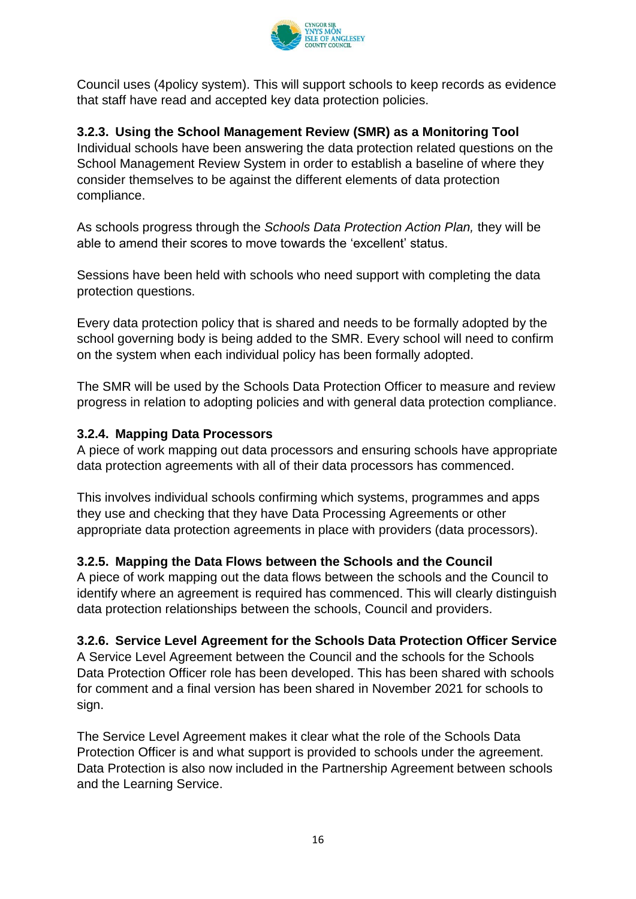Council uses (4policy system). This will support schools to keep records as evidence that staff have read and accepted key data protection policies.

### 3.2.3. Using the School Management Review (SMR) as a Monitoring Tool

Individual schools have been answering the data protection related questions on the School Management Review System in order to establish a baseline of where they consider themselves to be against the different elements of data protection compliance.

As schools progress through the *Schools Data Protection Action Plan,* they will be able to amend their scores to move towards the 'excellent' status.

Sessions have been held with schools who need support with completing the data protection questions.

Every data protection policy that is shared and needs to be formally adopted by the school governing body is being added to the SMR. Every school will need to confirm on the system when each individual policy has been formally adopted.

The SMR will be used by the Schools Data Protection Officer to measure and review progress in relation to adopting policies and with general data protection compliance.

### 3.2.4. Mapping Data Processors

A piece of work mapping out data processors and ensuring schools have appropriate data protection agreements with all of their data processors has commenced.

This involves individual schools confirming which systems, programmes and apps they use and checking that they have Data Processing Agreements or other appropriate data protection agreements in place with providers (data processors).

### 3.2.5. Mapping the Data Flows between the Schools and the Council

A piece of work mapping out the data flows between the schools and the Council to identify where an agreement is required has commenced. This will clearly distinguish data protection relationships between the schools, Council and providers.

### 3.2.6. Service Level Agreement for the Schools Data Protection Officer Service

A Service Level Agreement between the Council and the schools for the Schools Data Protection Officer role has been developed. This has been shared with schools for comment and a final version has been shared in November 2021 for schools to sign.

The Service Level Agreement makes it clear what the role of the Schools Data Protection Officer is and what support is provided to schools under the agreement. Data Protection is also now included in the Partnership Agreement between schools and the Learning Service.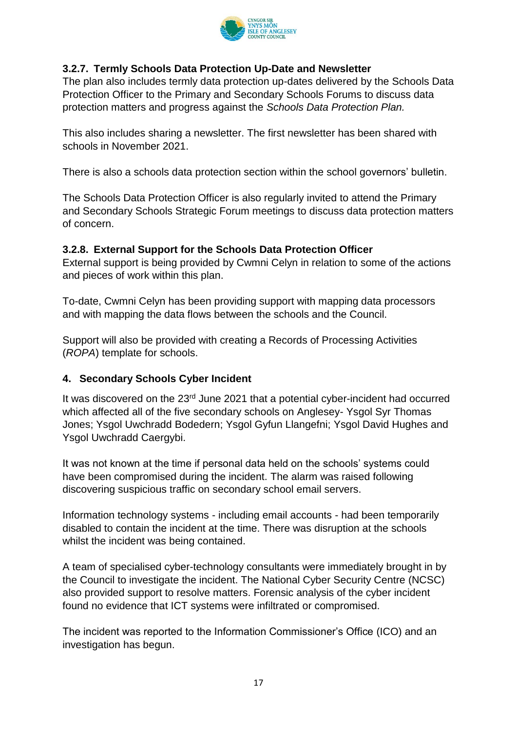### 3.2.7. Termly Schools Data Protection Up-Date and Newsletter

The plan also includes termly data protection up-dates delivered by the Schools Data Protection Officer to the Primary and Secondary Schools Forums to discuss data protection matters and progress against the *Schools Data Protection Plan.*

This also includes sharing a newsletter. The first newsletter has been shared with schools in November 2021.

There is also a schools data protection section within the school governors' bulletin.

The Schools Data Protection Officer is also regularly invited to attend the Primary and Secondary Schools Strategic Forum meetings to discuss data protection matters of concern.

### 3.2.8. External Support for the Schools Data Protection Officer

External support is being provided by Cwmni Celyn in relation to some of the actions and pieces of work within this plan.

To-date, Cwmni Celyn has been providing support with mapping data processors and with mapping the data flows between the schools and the Council.

Support will also be provided with creating a Records of Processing Activities (*ROPA*) template for schools.

## 4. Secondary Schools Cyber Incident

It was discovered on the 23rd June 2021 that a potential cyber-incident had occurred which affected all of the five secondary schools on Anglesey- Ysgol Syr Thomas Jones; Ysgol Uwchradd Bodedern; Ysgol Gyfun Llangefni; Ysgol David Hughes and Ysgol Uwchradd Caergybi.

It was not known at the time if personal data held on the schools' systems could have been compromised during the incident. The alarm was raised following discovering suspicious traffic on secondary school email servers.

Information technology systems - including email accounts - had been temporarily disabled to contain the incident at the time. There was disruption at the schools whilst the incident was being contained.

A team of specialised cyber-technology consultants were immediately brought in by the Council to investigate the incident. The National Cyber Security Centre (NCSC) also provided support to resolve matters. Forensic analysis of the cyber incident found no evidence that ICT systems were infiltrated or compromised.

The incident was reported to the Information Commissioner's Office (ICO) and an investigation has begun.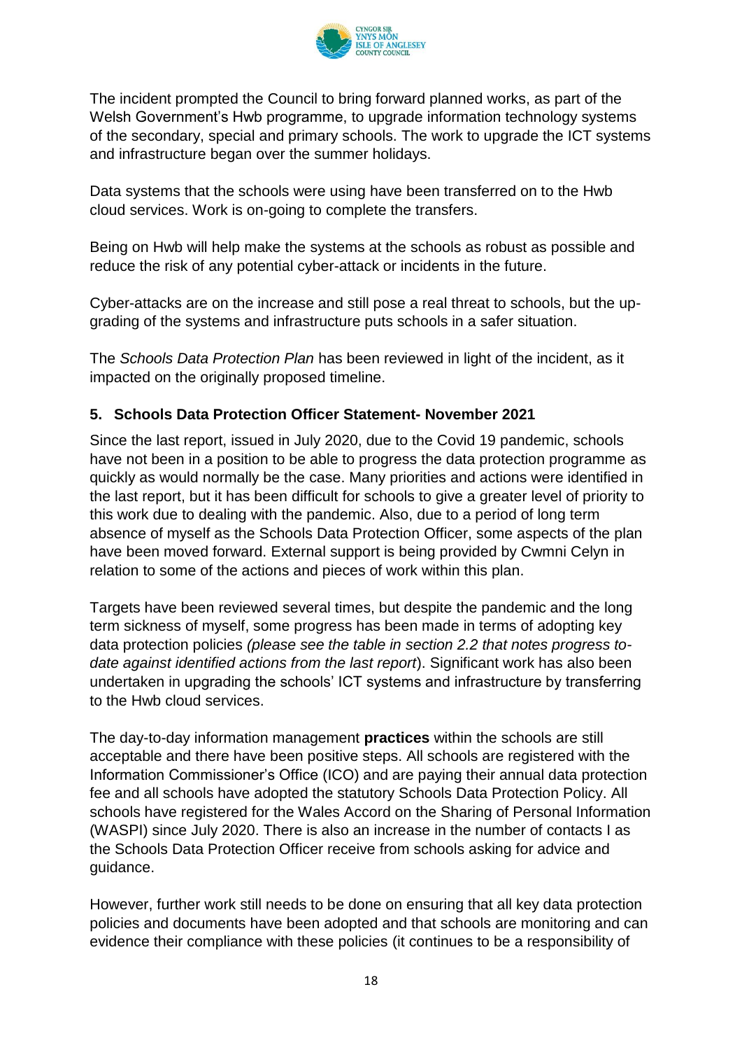The incident prompted the Council to bring forward planned works, as part of the Welsh Government's Hwb programme, to upgrade information technology systems of the secondary, special and primary schools. The work to upgrade the ICT systems and infrastructure began over the summer holidays.

Data systems that the schools were using have been transferred on to the Hwb cloud services. Work is on-going to complete the transfers.

Being on Hwb will help make the systems at the schools as robust as possible and reduce the risk of any potential cyber-attack or incidents in the future.

Cyber-attacks are on the increase and still pose a real threat to schools, but the up-grading of the systems and infrastructure puts schools in a safer situation.

The *Schools Data Protection Plan* has been reviewed in light of the incident, as it impacted on the originally proposed timeline.

## 5. Schools Data Protection Officer Statement- November 2021

Since the last report, issued in July 2020, due to the Covid 19 pandemic, schools have not been in a position to be able to progress the data protection programme as quickly as would normally be the case. Many priorities and actions were identified in the last report, but it has been difficult for schools to give a greater level of priority to this work due to dealing with the pandemic. Also, due to a period of long term absence of myself as the Schools Data Protection Officer, some aspects of the plan have been moved forward. External support is being provided by Cwmni Celyn in relation to some of the actions and pieces of work within this plan.

Targets have been reviewed several times, but despite the pandemic and the long term sickness of myself, some progress has been made in terms of adopting key data protection policies *(please see the table in section 2.2 that notes progress to-date against identified actions from the last report*). Significant work has also been undertaken in upgrading the schools' ICT systems and infrastructure by transferring to the Hwb cloud services.

The day-to-day information management **practices** within the schools are still acceptable and there have been positive steps. All schools are registered with the Information Commissioner's Office (ICO) and are paying their annual data protection fee and all schools have adopted the statutory Schools Data Protection Policy. All schools have registered for the Wales Accord on the Sharing of Personal Information (WASPI) since July 2020. There is also an increase in the number of contacts I as the Schools Data Protection Officer receive from schools asking for advice and guidance.

However, further work still needs to be done on ensuring that all key data protection policies and documents have been adopted and that schools are monitoring and can evidence their compliance with these policies (it continues to be a responsibility of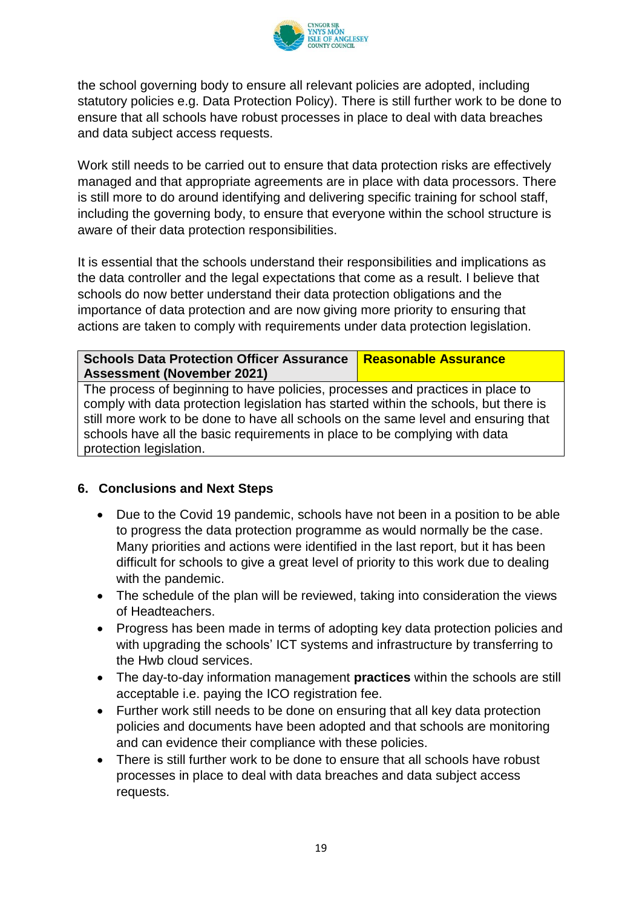the school governing body to ensure all relevant policies are adopted, including statutory policies e.g. Data Protection Policy). There is still further work to be done to ensure that all schools have robust processes in place to deal with data breaches and data subject access requests.

Work still needs to be carried out to ensure that data protection risks are effectively managed and that appropriate agreements are in place with data processors. There is still more to do around identifying and delivering specific training for school staff, including the governing body, to ensure that everyone within the school structure is aware of their data protection responsibilities.

It is essential that the schools understand their responsibilities and implications as the data controller and the legal expectations that come as a result. I believe that schools do now better understand their data protection obligations and the importance of data protection and are now giving more priority to ensuring that actions are taken to comply with requirements under data protection legislation.

| **Schools Data Protection Officer Assurance Assessment (November 2021)** | **Reasonable Assurance** |
|---|---|
| The process of beginning to have policies, processes and practices in place to comply with data protection legislation has started within the schools, but there is still more work to be done to have all schools on the same level and ensuring that schools have all the basic requirements in place to be complying with data protection legislation. | |

## 6. Conclusions and Next Steps

- Due to the Covid 19 pandemic, schools have not been in a position to be able to progress the data protection programme as would normally be the case. Many priorities and actions were identified in the last report, but it has been difficult for schools to give a great level of priority to this work due to dealing with the pandemic.
- The schedule of the plan will be reviewed, taking into consideration the views of Headteachers.
- Progress has been made in terms of adopting key data protection policies and with upgrading the schools' ICT systems and infrastructure by transferring to the Hwb cloud services.
- The day-to-day information management **practices** within the schools are still acceptable i.e. paying the ICO registration fee.
- Further work still needs to be done on ensuring that all key data protection policies and documents have been adopted and that schools are monitoring and can evidence their compliance with these policies.
- There is still further work to be done to ensure that all schools have robust processes in place to deal with data breaches and data subject access requests.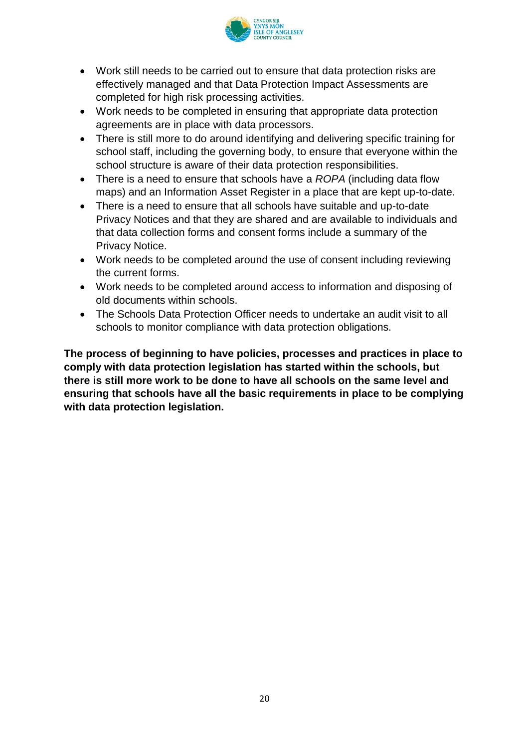- Work still needs to be carried out to ensure that data protection risks are effectively managed and that Data Protection Impact Assessments are completed for high risk processing activities.
- Work needs to be completed in ensuring that appropriate data protection agreements are in place with data processors.
- There is still more to do around identifying and delivering specific training for school staff, including the governing body, to ensure that everyone within the school structure is aware of their data protection responsibilities.
- There is a need to ensure that schools have a *ROPA* (including data flow maps) and an Information Asset Register in a place that are kept up-to-date.
- There is a need to ensure that all schools have suitable and up-to-date Privacy Notices and that they are shared and are available to individuals and that data collection forms and consent forms include a summary of the Privacy Notice.
- Work needs to be completed around the use of consent including reviewing the current forms.
- Work needs to be completed around access to information and disposing of old documents within schools.
- The Schools Data Protection Officer needs to undertake an audit visit to all schools to monitor compliance with data protection obligations.

**The process of beginning to have policies, processes and practices in place to comply with data protection legislation has started within the schools, but there is still more work to be done to have all schools on the same level and ensuring that schools have all the basic requirements in place to be complying with data protection legislation.**